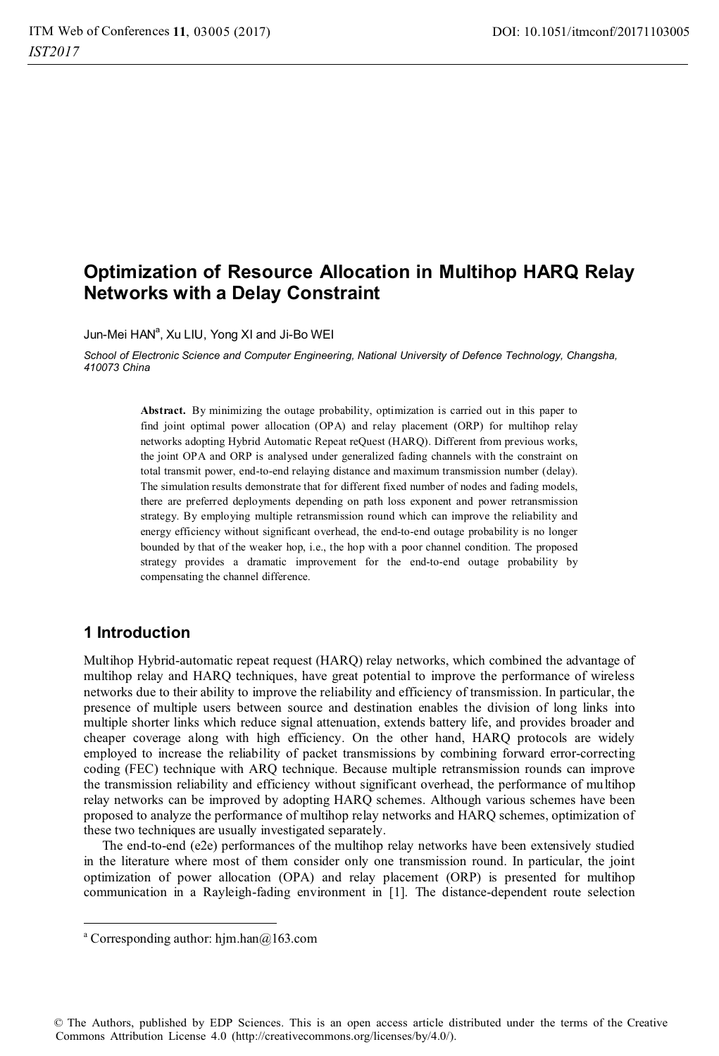# Optimization of Resource Allocation in Multihop HARQ Relay Networks with a Delay Constraint

Jun-Mei HAN[a], Xu LIU, Yong XI and Ji-Bo WEI

*School of Electronic Science and Computer Engineering, National University of Defence Technology, Changsha, 410073 China*

**Abstract.** By minimizing the outage probability, optimization is carried out in this paper to find joint optimal power allocation (OPA) and relay placement (ORP) for multihop relay networks adopting Hybrid Automatic Repeat reQuest (HARQ). Different from previous works, the joint OPA and ORP is analysed under generalized fading channels with the constraint on total transmit power, end-to-end relaying distance and maximum transmission number (delay). The simulation results demonstrate that for different fixed number of nodes and fading models, there are preferred deployments depending on path loss exponent and power retransmission strategy. By employing multiple retransmission round which can improve the reliability and energy efficiency without significant overhead, the end-to-end outage probability is no longer bounded by that of the weaker hop, i.e., the hop with a poor channel condition. The proposed strategy provides a dramatic improvement for the end-to-end outage probability by compensating the channel difference.

## 1 Introduction

Multihop Hybrid-automatic repeat request (HARQ) relay networks, which combined the advantage of multihop relay and HARQ techniques, have great potential to improve the performance of wireless networks due to their ability to improve the reliability and efficiency of transmission. In particular, the presence of multiple users between source and destination enables the division of long links into multiple shorter links which reduce signal attenuation, extends battery life, and provides broader and cheaper coverage along with high efficiency. On the other hand, HARQ protocols are widely employed to increase the reliability of packet transmissions by combining forward error-correcting coding (FEC) technique with ARQ technique. Because multiple retransmission rounds can improve the transmission reliability and efficiency without significant overhead, the performance of multihop relay networks can be improved by adopting HARQ schemes. Although various schemes have been proposed to analyze the performance of multihop relay networks and HARQ schemes, optimization of these two techniques are usually investigated separately.

The end-to-end (e2e) performances of the multihop relay networks have been extensively studied in the literature where most of them consider only one transmission round. In particular, the joint optimization of power allocation (OPA) and relay placement (ORP) is presented for multihop communication in a Rayleigh-fading environment in [1]. The distance-dependent route selection

[a] Corresponding author: hjm.han@163.com

© The Authors, published by EDP Sciences. This is an open access article distributed under the terms of the Creative Commons Attribution License 4.0 (http://creativecommons.org/licenses/by/4.0/).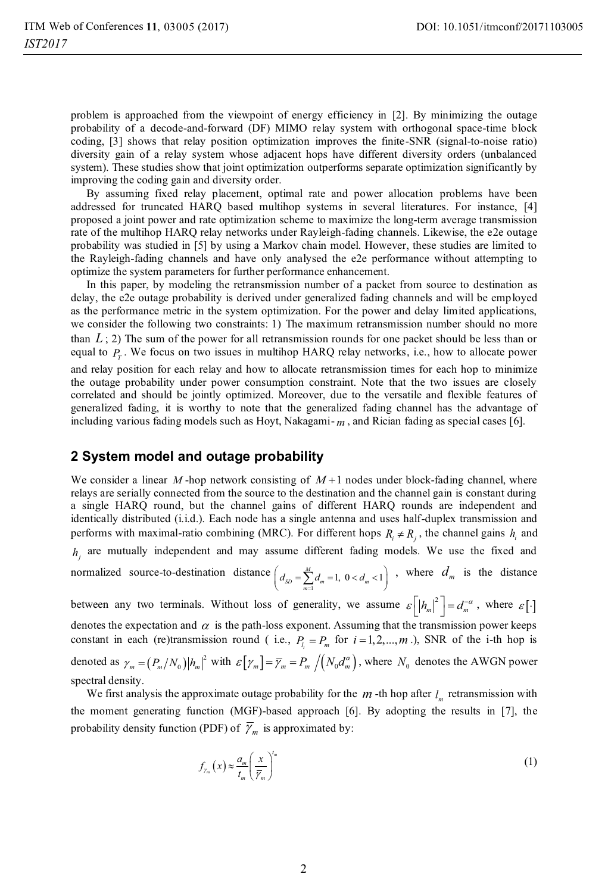problem is approached from the viewpoint of energy efficiency in [2]. By minimizing the outage probability of a decode-and-forward (DF) MIMO relay system with orthogonal space-time block coding, [3] shows that relay position optimization improves the finite-SNR (signal-to-noise ratio) diversity gain of a relay system whose adjacent hops have different diversity orders (unbalanced system). These studies show that joint optimization outperforms separate optimization significantly by improving the coding gain and diversity order.

By assuming fixed relay placement, optimal rate and power allocation problems have been addressed for truncated HARQ based multihop systems in several literatures. For instance, [4] proposed a joint power and rate optimization scheme to maximize the long-term average transmission rate of the multihop HARQ relay networks under Rayleigh-fading channels. Likewise, the e2e outage probability was studied in [5] by using a Markov chain model. However, these studies are limited to the Rayleigh-fading channels and have only analysed the e2e performance without attempting to optimize the system parameters for further performance enhancement.

In this paper, by modeling the retransmission number of a packet from source to destination as delay, the e2e outage probability is derived under generalized fading channels and will be employed as the performance metric in the system optimization. For the power and delay limited applications, we consider the following two constraints: 1) The maximum retransmission number should no more than $L$; 2) The sum of the power for all retransmission rounds for one packet should be less than or equal to $P_T$. We focus on two issues in multihop HARQ relay networks, i.e., how to allocate power and relay position for each relay and how to allocate retransmission times for each hop to minimize the outage probability under power consumption constraint. Note that the two issues are closely correlated and should be jointly optimized. Moreover, due to the versatile and flexible features of generalized fading, it is worthy to note that the generalized fading channel has the advantage of including various fading models such as Hoyt, Nakagami-$m$, and Rician fading as special cases [6].

## 2 System model and outage probability

We consider a linear $M$-hop network consisting of $M+1$ nodes under block-fading channel, where relays are serially connected from the source to the destination and the channel gain is constant during a single HARQ round, but the channel gains of different HARQ rounds are independent and identically distributed (i.i.d.). Each node has a single antenna and uses half-duplex transmission and performs with maximal-ratio combining (MRC). For different hops $R_i \neq R_j$, the channel gains $h_i$ and $h_j$ are mutually independent and may assume different fading models. We use the fixed and normalized source-to-destination distance $\left(d_{SD}=\sum_{m=1}^{M} d_m = 1,\ 0<d_m<1\right)$, where $d_m$ is the distance between any two terminals. Without loss of generality, we assume $\varepsilon\left[\left|h_m\right|^2\right]=d_m^{-\alpha}$, where $\varepsilon[\cdot]$ denotes the expectation and $\alpha$ is the path-loss exponent. Assuming that the transmission power keeps constant in each (re)transmission round ( i.e., $P_{l_i}=P_m$ for $i=1,2,...,m$.), SNR of the i-th hop is denoted as $\gamma_m=\left(P_m/N_0\right)\left|h_m\right|^2$ with $\varepsilon\left[\gamma_m\right]=\overline{\gamma}_m=P_m\Big/\left(N_0 d_m^{\alpha}\right)$, where $N_0$ denotes the AWGN power spectral density.

We first analysis the approximate outage probability for the $m$-th hop after $l_m$ retransmission with the moment generating function (MGF)-based approach [6]. By adopting the results in [7], the probability density function (PDF) of $\overline{\gamma}_m$ is approximated by:

$$f_{\gamma_m}(x) \approx \frac{a_m}{t_m}\left(\frac{x}{\overline{\gamma}_m}\right)^{t_m} \tag{1}$$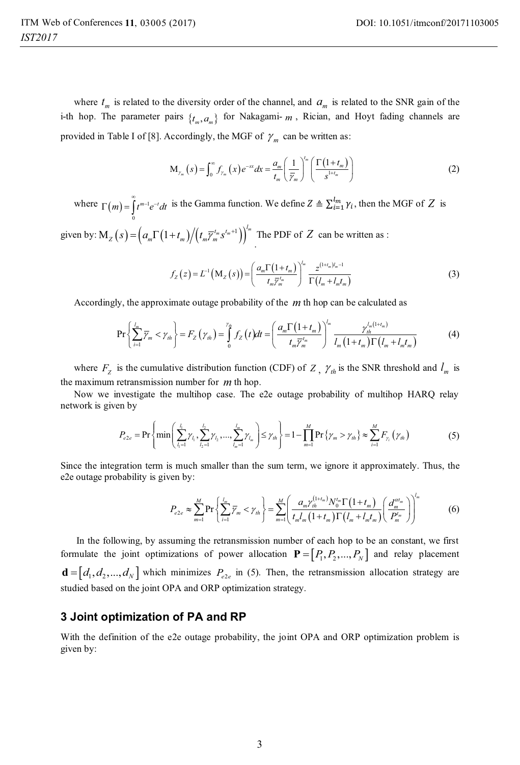where $t_m$ is related to the diversity order of the channel, and $a_m$ is related to the SNR gain of the i-th hop. The parameter pairs $\{t_m, a_m\}$ for Nakagami- $m$ , Rician, and Hoyt fading channels are provided in Table I of [8]. Accordingly, the MGF of $\gamma_m$ can be written as:

$$\mathrm{M}_{\gamma_m}(s) = \int_0^\infty f_{\gamma_m}(x) e^{-sx} dx = \frac{a_m}{t_m}\left(\frac{1}{\overline{\gamma}_m}\right)^{t_m}\left(\frac{\Gamma(1+t_m)}{s^{1+t_m}}\right) \tag{2}$$

where $\Gamma(m) = \int_0^\infty t^{m-1} e^{-t} dt$ is the Gamma function. We define $Z \triangleq \sum_{i=1}^{l_m} \gamma_i$, then the MGF of $Z$ is given by: $\mathrm{M}_Z(s) = \left(a_m \Gamma(1+t_m) / \left(t_m \overline{\gamma}_m^{t_m} s^{t_m+1}\right)\right)^{l_m}$ The PDF of $Z$ can be written as :

$$f_Z(z) = L^{-1}(\mathrm{M}_Z(s)) = \left(\frac{a_m \Gamma(1+t_m)}{t_m \overline{\gamma}_m^{t_m}}\right)^{l_m} \frac{z^{(1+t_m)l_m - 1}}{\Gamma(l_m + l_m t_m)} \tag{3}$$

Accordingly, the approximate outage probability of the $m$ th hop can be calculated as

$$\Pr\left\{\sum_{i=1}^{l_m} \overline{\gamma}_m < \gamma_{th}\right\} = F_Z(\gamma_{th}) = \int_0^{\gamma_{th}} f_Z(t) dt = \left(\frac{a_m \Gamma(1+t_m)}{t_m \overline{\gamma}_m^{t_m}}\right)^{l_m} \frac{\gamma_{th}^{l_m(1+t_m)}}{l_m(1+t_m)\Gamma(l_m + l_m t_m)} \tag{4}$$

where $F_Z$ is the cumulative distribution function (CDF) of $Z$ , $\gamma_{th}$ is the SNR threshold and $l_m$ is the maximum retransmission number for $m$ th hop.

Now we investigate the multihop case. The e2e outage probability of multihop HARQ relay network is given by

$$P_{e2e} = \Pr\left\{\min\left(\sum_{l_1=1}^{l_1} \gamma_{l_1}, \sum_{l_2=1}^{l_2} \gamma_{l_2}, ..., \sum_{l_m=1}^{l_m} \gamma_{l_m}\right) \le \gamma_{th}\right\} = 1 - \prod_{m=1}^{M} \Pr\{\gamma_m > \gamma_{th}\} \approx \sum_{i=1}^{M} F_{\gamma_i}(\gamma_{th}) \tag{5}$$

Since the integration term is much smaller than the sum term, we ignore it approximately. Thus, the e2e outage probability is given by:

$$P_{e2e} \approx \sum_{m=1}^{M} \Pr\left\{\sum_{i=1}^{l_m} \overline{\gamma}_m < \gamma_{th}\right\} = \sum_{m=1}^{M}\left(\frac{a_m \gamma_{th}^{(1+t_m)} N_0^{t_m} \Gamma(1+t_m)}{t_m l_m (1+t_m) \Gamma(l_m + l_m t_m)}\left(\frac{d_m^{\alpha t_m}}{P_m^{t_m}}\right)\right)^{l_m} \tag{6}$$

In the following, by assuming the retransmission number of each hop to be an constant, we first formulate the joint optimizations of power allocation $\mathbf{P} = [P_1, P_2, ..., P_N]$ and relay placement $\mathbf{d} = [d_1, d_2, ..., d_N]$ which minimizes $P_{e2e}$ in (5). Then, the retransmission allocation strategy are studied based on the joint OPA and ORP optimization strategy.

## 3 Joint optimization of PA and RP

With the definition of the e2e outage probability, the joint OPA and ORP optimization problem is given by: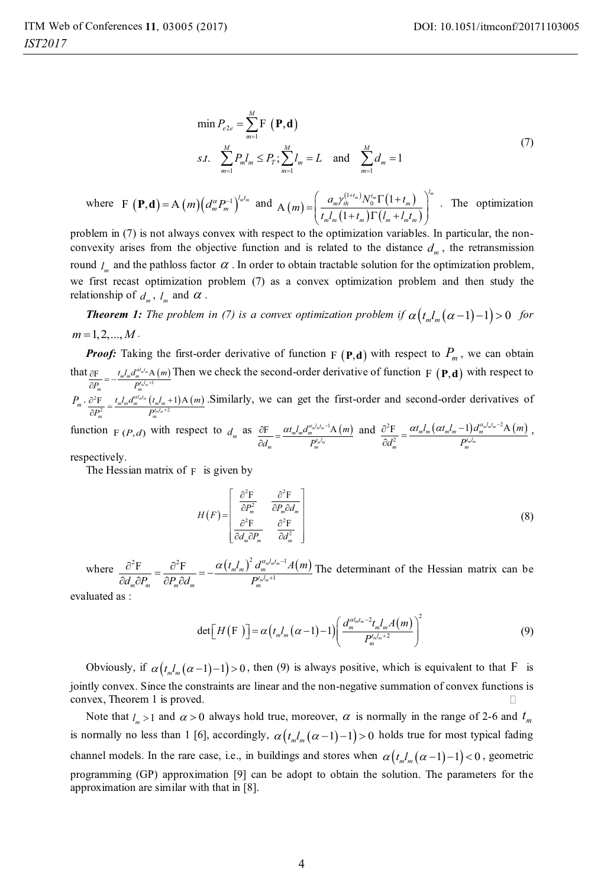$$\min P_{e2e} = \sum_{m=1}^{M} \mathrm{F}\left(\mathbf{P}, \mathbf{d}\right)$$
$$s.t. \quad \sum_{m=1}^{M} P_m l_m \le P_T; \sum_{m=1}^{M} l_m = L \quad \text{and} \quad \sum_{m=1}^{M} d_m = 1 \tag{7}$$

where $\mathrm{F}\left(\mathbf{P}, \mathbf{d}\right) = \mathrm{A}\left(m\right)\left(d_m^{\alpha} P_m^{-1}\right)^{l_m t_m}$ and $\mathrm{A}\left(m\right) = \left(\frac{a_m \gamma_{th}^{(1+t_m)} N_0^{t_m} \Gamma\left(1+t_m\right)}{t_m l_m \left(1+t_m\right) \Gamma\left(l_m + l_m t_m\right)}\right)^{l_m}$. The optimization problem in (7) is not always convex with respect to the optimization variables. In particular, the non-convexity arises from the objective function and is related to the distance $d_m$, the retransmission round $l_m$ and the pathloss factor $\alpha$. In order to obtain tractable solution for the optimization problem, we first recast optimization problem (7) as a convex optimization problem and then study the relationship of $d_m$, $l_m$ and $\alpha$.

***Theorem 1:*** *The problem in (7) is a convex optimization problem if* $\alpha\left(t_m l_m \left(\alpha-1\right)-1\right) > 0$ *for* $m = 1, 2, ..., M$.

***Proof:*** Taking the first-order derivative of function $\mathrm{F}\left(\mathbf{P}, \mathbf{d}\right)$ with respect to $P_m$, we can obtain that $\frac{\partial \mathrm{F}}{\partial P_m} = -\frac{t_m l_m d_m^{\alpha l_m t_m} \mathrm{A}\left(m\right)}{P_m^{t_m l_m + 1}}$ Then we check the second-order derivative of function $\mathrm{F}\left(\mathbf{P}, \mathbf{d}\right)$ with respect to $P_m$. $\frac{\partial^2 \mathrm{F}}{\partial P_m^2} = \frac{t_m l_m d_m^{\alpha l_m t_m} \left(t_m l_m + 1\right) \mathrm{A}\left(m\right)}{P_m^{t_m l_m + 2}}$. Similarly, we can get the first-order and second-order derivatives of function $\mathrm{F}\left(P, d\right)$ with respect to $d_m$ as $\frac{\partial \mathrm{F}}{\partial d_m} = \frac{\alpha t_m l_m d_m^{\alpha_m l_m t_m - 1} \mathrm{A}\left(m\right)}{P_m^{t_m l_m}}$ and $\frac{\partial^2 \mathrm{F}}{\partial d_m^2} = \frac{\alpha t_m l_m \left(\alpha t_m l_m - 1\right) d_m^{\alpha_m l_m t_m - 2} \mathrm{A}\left(m\right)}{P_m^{t_m l_m}}$, respectively.

The Hessian matrix of $\mathrm{F}$ is given by

$$H\left(F\right) = \begin{bmatrix} \frac{\partial^2 \mathrm{F}}{\partial P_m^2} & \frac{\partial^2 \mathrm{F}}{\partial P_m \partial d_m} \\ \frac{\partial^2 \mathrm{F}}{\partial d_m \partial P_m} & \frac{\partial^2 \mathrm{F}}{\partial d_m^2} \end{bmatrix} \tag{8}$$

where $\frac{\partial^2 \mathrm{F}}{\partial d_m \partial P_m} = \frac{\partial^2 \mathrm{F}}{\partial P_m \partial d_m} = -\frac{\alpha \left(t_m l_m\right)^2 d_m^{\alpha_m l_m t_m - 1} A\left(m\right)}{P_m^{t_m l_m + 1}}$ The determinant of the Hessian matrix can be evaluated as :

$$\det\left[H\left(\mathrm{F}\right)\right] = \alpha\left(t_m l_m \left(\alpha - 1\right) - 1\right)\left(\frac{d_m^{\alpha l_m t_m - 2} t_m l_m A\left(m\right)}{P_m^{t_m l_m + 2}}\right)^2 \tag{9}$$

Obviously, if $\alpha\left(t_m l_m \left(\alpha-1\right)-1\right) > 0$, then (9) is always positive, which is equivalent to that $\mathrm{F}$ is jointly convex. Since the constraints are linear and the non-negative summation of convex functions is convex, Theorem 1 is proved. □

Note that $l_m > 1$ and $\alpha > 0$ always hold true, moreover, $\alpha$ is normally in the range of 2-6 and $t_m$ is normally no less than 1 [6], accordingly, $\alpha\left(t_m l_m \left(\alpha-1\right)-1\right) > 0$ holds true for most typical fading channel models. In the rare case, i.e., in buildings and stores when $\alpha\left(t_m l_m \left(\alpha-1\right)-1\right) < 0$, geometric programming (GP) approximation [9] can be adopt to obtain the solution. The parameters for the approximation are similar with that in [8].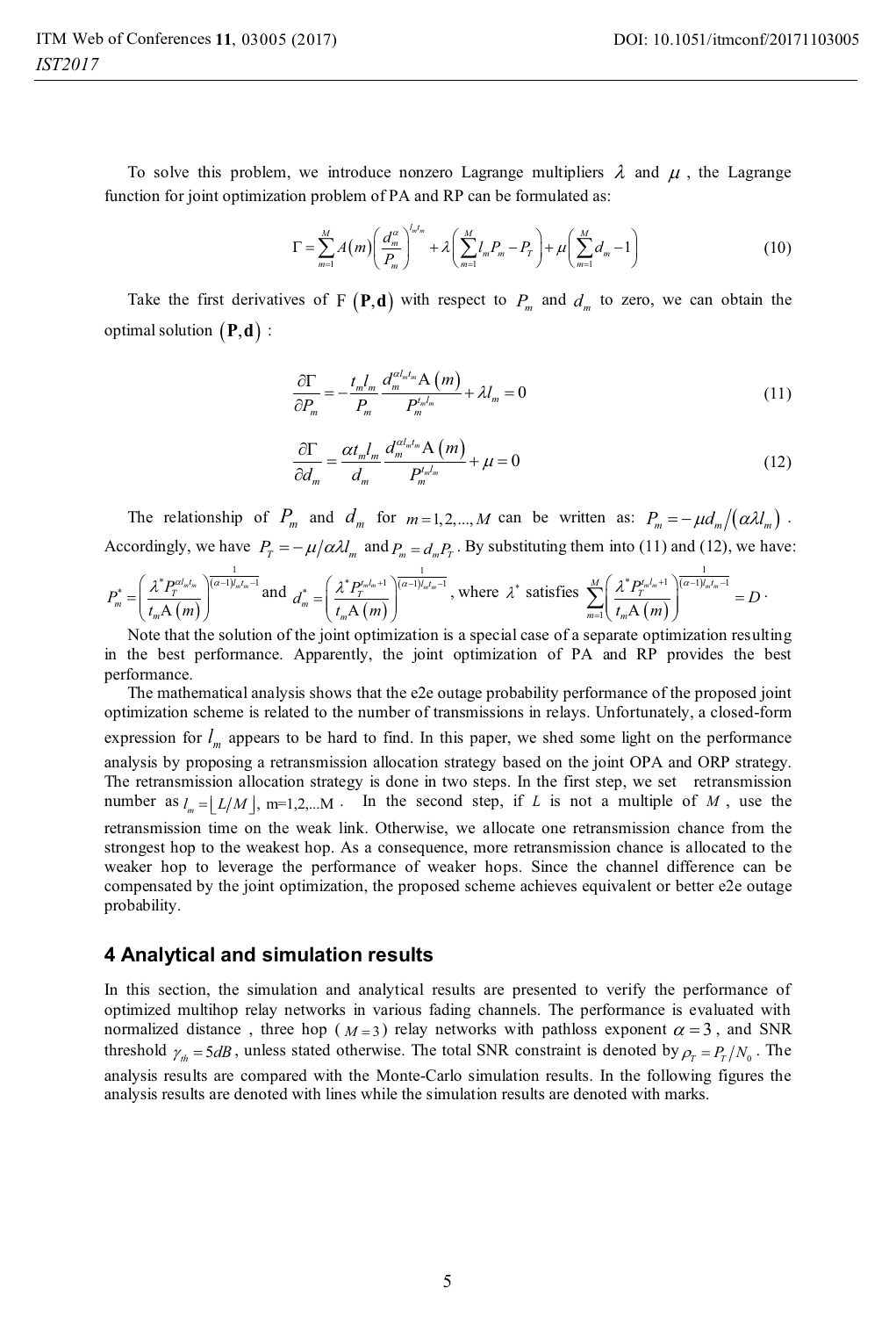To solve this problem, we introduce nonzero Lagrange multipliers $\lambda$ and $\mu$ , the Lagrange function for joint optimization problem of PA and RP can be formulated as:

$$\Gamma = \sum_{m=1}^{M} A(m)\left(\frac{d_m^{\alpha}}{P_m}\right)^{l_m t_m} + \lambda\left(\sum_{m=1}^{M} l_m P_m - P_T\right) + \mu\left(\sum_{m=1}^{M} d_m - 1\right) \tag{10}$$

Take the first derivatives of $\mathrm{F}(\mathbf{P},\mathbf{d})$ with respect to $P_m$ and $d_m$ to zero, we can obtain the optimal solution $(\mathbf{P},\mathbf{d})$ :

$$\frac{\partial \Gamma}{\partial P_m} = -\frac{t_m l_m}{P_m}\frac{d_m^{\alpha l_m t_m}\mathrm{A}(m)}{P_m^{t_m l_m}} + \lambda l_m = 0 \tag{11}$$

$$\frac{\partial \Gamma}{\partial d_m} = \frac{\alpha t_m l_m}{d_m}\frac{d_m^{\alpha l_m t_m}\mathrm{A}(m)}{P_m^{t_m l_m}} + \mu = 0 \tag{12}$$

The relationship of $P_m$ and $d_m$ for $m = 1,2,...,M$ can be written as: $P_m = -\mu d_m / (\alpha \lambda l_m)$ . Accordingly, we have $P_T = -\mu/\alpha\lambda l_m$ and $P_m = d_m P_T$ . By substituting them into (11) and (12), we have: $P_m^* = \left(\frac{\lambda^* P_T^{\alpha l_m t_m}}{t_m \mathrm{A}(m)}\right)^{\frac{1}{(\alpha-1)l_m t_m - 1}}$ and $d_m^* = \left(\frac{\lambda^* P_T^{t_m l_m + 1}}{t_m \mathrm{A}(m)}\right)^{\frac{1}{(\alpha-1)l_m t_m - 1}}$ , where $\lambda^*$ satisfies $\sum_{m=1}^{M}\left(\frac{\lambda^* P_T^{t_m l_m + 1}}{t_m \mathrm{A}(m)}\right)^{\frac{1}{(\alpha-1)l_m t_m - 1}} = D$ .

Note that the solution of the joint optimization is a special case of a separate optimization resulting in the best performance. Apparently, the joint optimization of PA and RP provides the best performance.

The mathematical analysis shows that the e2e outage probability performance of the proposed joint optimization scheme is related to the number of transmissions in relays. Unfortunately, a closed-form expression for $l_m$ appears to be hard to find. In this paper, we shed some light on the performance analysis by proposing a retransmission allocation strategy based on the joint OPA and ORP strategy. The retransmission allocation strategy is done in two steps. In the first step, we set retransmission number as $l_m = \lfloor L/M \rfloor$, m=1,2,...M . In the second step, if $L$ is not a multiple of $M$ , use the retransmission time on the weak link. Otherwise, we allocate one retransmission chance from the strongest hop to the weakest hop. As a consequence, more retransmission chance is allocated to the weaker hop to leverage the performance of weaker hops. Since the channel difference can be compensated by the joint optimization, the proposed scheme achieves equivalent or better e2e outage probability.

## 4 Analytical and simulation results

In this section, the simulation and analytical results are presented to verify the performance of optimized multihop relay networks in various fading channels. The performance is evaluated with normalized distance , three hop ( $M = 3$ ) relay networks with pathloss exponent $\alpha = 3$ , and SNR threshold $\gamma_{th} = 5dB$ , unless stated otherwise. The total SNR constraint is denoted by $\rho_T = P_T / N_0$ . The analysis results are compared with the Monte-Carlo simulation results. In the following figures the analysis results are denoted with lines while the simulation results are denoted with marks.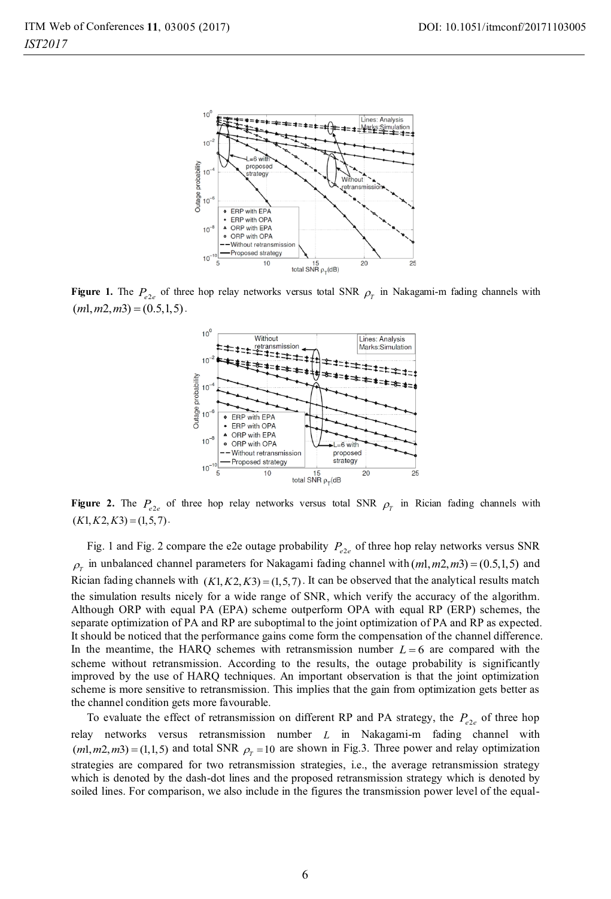**Figure 1.** The $P_{e2e}$ of three hop relay networks versus total SNR $\rho_T$ in Nakagami-m fading channels with $(m1, m2, m3) = (0.5, 1, 5)$.

**Figure 2.** The $P_{e2e}$ of three hop relay networks versus total SNR $\rho_T$ in Rician fading channels with $(K1, K2, K3) = (1, 5, 7)$.

Fig. 1 and Fig. 2 compare the e2e outage probability $P_{e2e}$ of three hop relay networks versus SNR $\rho_T$ in unbalanced channel parameters for Nakagami fading channel with $(m1, m2, m3) = (0.5, 1, 5)$ and Rician fading channels with $(K1, K2, K3) = (1, 5, 7)$. It can be observed that the analytical results match the simulation results nicely for a wide range of SNR, which verify the accuracy of the algorithm. Although ORP with equal PA (EPA) scheme outperform OPA with equal RP (ERP) schemes, the separate optimization of PA and RP are suboptimal to the joint optimization of PA and RP as expected. It should be noticed that the performance gains come form the compensation of the channel difference. In the meantime, the HARQ schemes with retransmission number $L = 6$ are compared with the scheme without retransmission. According to the results, the outage probability is significantly improved by the use of HARQ techniques. An important observation is that the joint optimization scheme is more sensitive to retransmission. This implies that the gain from optimization gets better as the channel condition gets more favourable.

To evaluate the effect of retransmission on different RP and PA strategy, the $P_{e2e}$ of three hop relay networks versus retransmission number $L$ in Nakagami-m fading channel with $(m1, m2, m3) = (1, 1, 5)$ and total SNR $\rho_T = 10$ are shown in Fig.3. Three power and relay optimization strategies are compared for two retransmission strategies, i.e., the average retransmission strategy which is denoted by the dash-dot lines and the proposed retransmission strategy which is denoted by soiled lines. For comparison, we also include in the figures the transmission power level of the equal-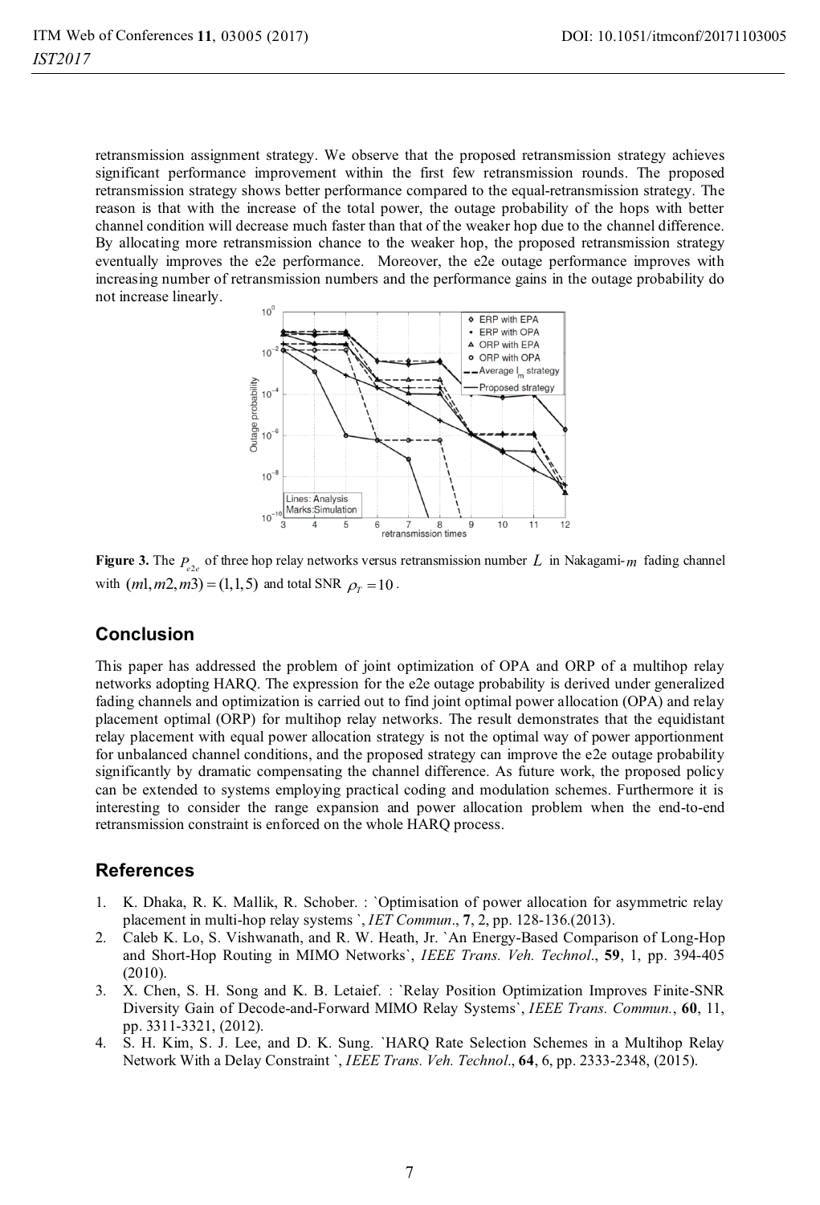retransmission assignment strategy. We observe that the proposed retransmission strategy achieves significant performance improvement within the first few retransmission rounds. The proposed retransmission strategy shows better performance compared to the equal-retransmission strategy. The reason is that with the increase of the total power, the outage probability of the hops with better channel condition will decrease much faster than that of the weaker hop due to the channel difference. By allocating more retransmission chance to the weaker hop, the proposed retransmission strategy eventually improves the e2e performance. Moreover, the e2e outage performance improves with increasing number of retransmission numbers and the performance gains in the outage probability do not increase linearly.

**Figure 3.** The $P_{e2e}$ of three hop relay networks versus retransmission number $L$ in Nakagami-$m$ fading channel with $(m1, m2, m3) = (1,1,5)$ and total SNR $\rho_T = 10$.

## Conclusion

This paper has addressed the problem of joint optimization of OPA and ORP of a multihop relay networks adopting HARQ. The expression for the e2e outage probability is derived under generalized fading channels and optimization is carried out to find joint optimal power allocation (OPA) and relay placement optimal (ORP) for multihop relay networks. The result demonstrates that the equidistant relay placement with equal power allocation strategy is not the optimal way of power apportionment for unbalanced channel conditions, and the proposed strategy can improve the e2e outage probability significantly by dramatic compensating the channel difference. As future work, the proposed policy can be extended to systems employing practical coding and modulation schemes. Furthermore it is interesting to consider the range expansion and power allocation problem when the end-to-end retransmission constraint is enforced on the whole HARQ process.

## References

1. K. Dhaka, R. K. Mallik, R. Schober. : `Optimisation of power allocation for asymmetric relay placement in multi-hop relay systems `, *IET Commun*., **7**, 2, pp. 128-136.(2013).
2. Caleb K. Lo, S. Vishwanath, and R. W. Heath, Jr. `An Energy-Based Comparison of Long-Hop and Short-Hop Routing in MIMO Networks`, *IEEE Trans. Veh. Technol*., **59**, 1, pp. 394-405 (2010).
3. X. Chen, S. H. Song and K. B. Letaief. : `Relay Position Optimization Improves Finite-SNR Diversity Gain of Decode-and-Forward MIMO Relay Systems`, *IEEE Trans. Commun.*, **60**, 11, pp. 3311-3321, (2012).
4. S. H. Kim, S. J. Lee, and D. K. Sung. `HARQ Rate Selection Schemes in a Multihop Relay Network With a Delay Constraint `, *IEEE Trans. Veh. Technol*., **64**, 6, pp. 2333-2348, (2015).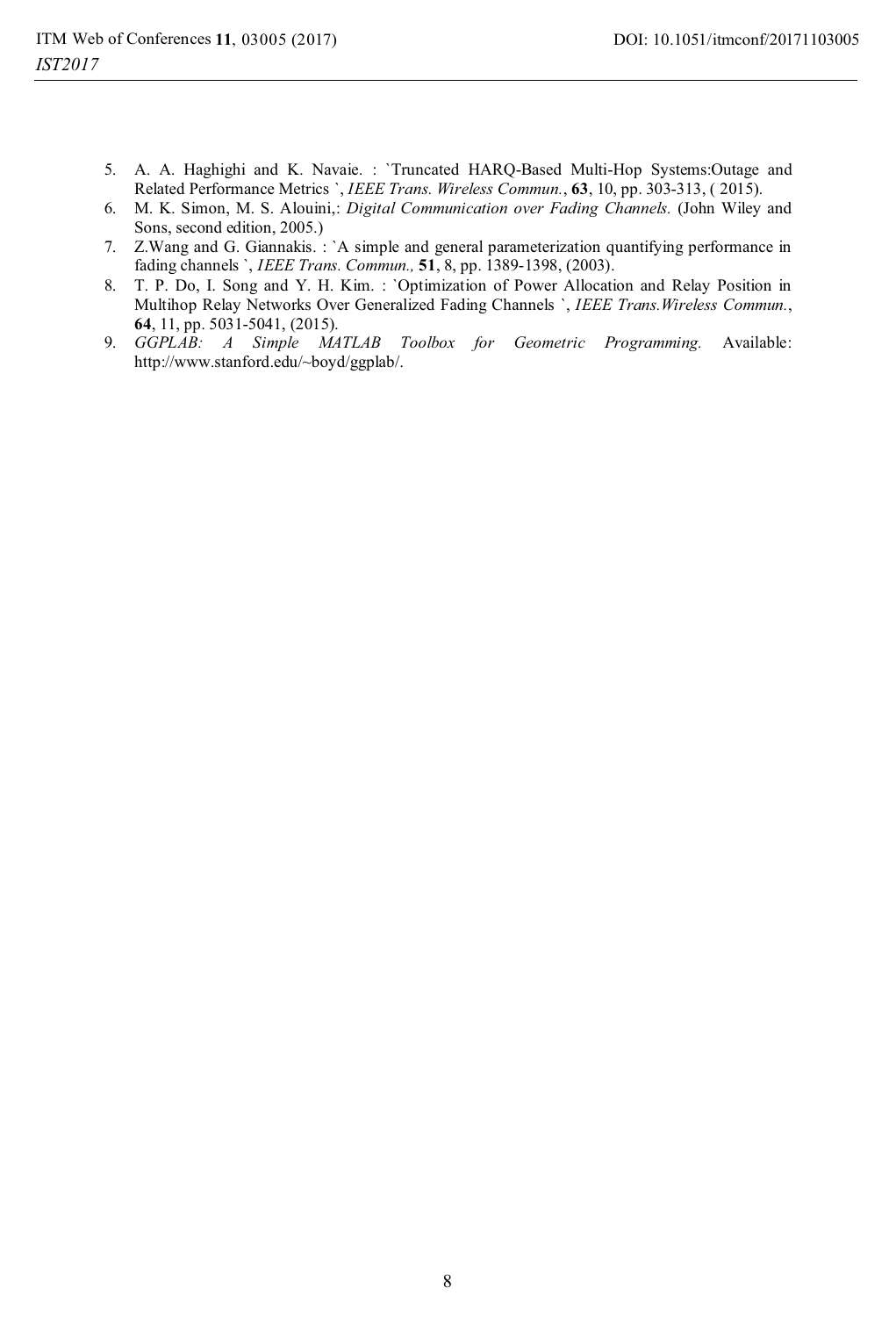5. A. A. Haghighi and K. Navaie. : `Truncated HARQ-Based Multi-Hop Systems:Outage and Related Performance Metrics `, *IEEE Trans. Wireless Commun.*, **63**, 10, pp. 303-313, ( 2015).
6. M. K. Simon, M. S. Alouini,: *Digital Communication over Fading Channels.* (John Wiley and Sons, second edition, 2005.)
7. Z.Wang and G. Giannakis. : `A simple and general parameterization quantifying performance in fading channels `, *IEEE Trans. Commun.,* **51**, 8, pp. 1389-1398, (2003).
8. T. P. Do, I. Song and Y. H. Kim. : `Optimization of Power Allocation and Relay Position in Multihop Relay Networks Over Generalized Fading Channels `, *IEEE Trans.Wireless Commun.*, **64**, 11, pp. 5031-5041, (2015).
9. *GGPLAB: A Simple MATLAB Toolbox for Geometric Programming.* Available: http://www.stanford.edu/~boyd/ggplab/.